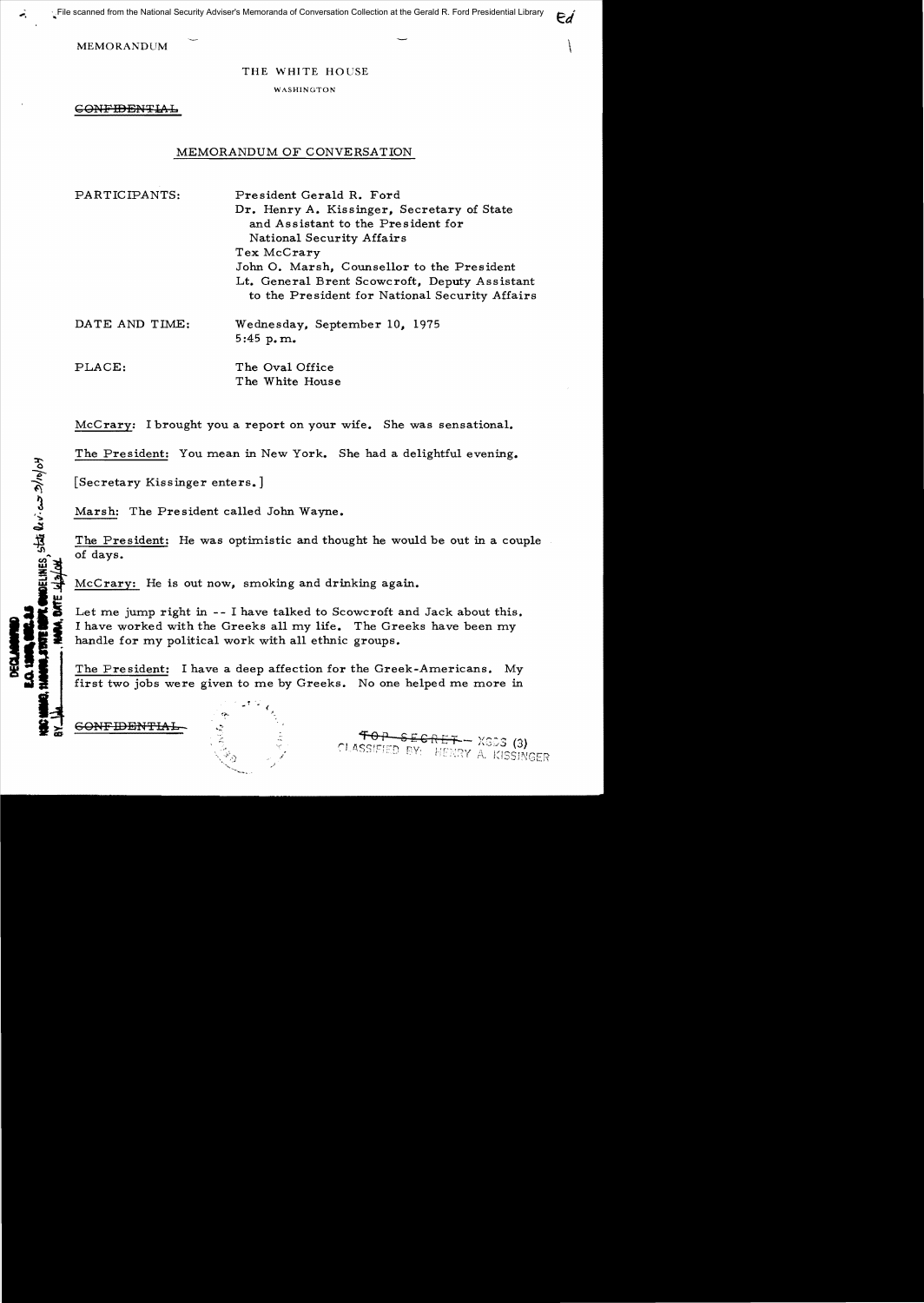MEMORANDUM

THE WHITE HOUSE

WASHINGTON

~~CONFIDENTIAL~~

MEMORANDUM OF CONVERSATION

PARTICIPANTS: President Gerald R. Ford
Dr. Henry A. Kissinger, Secretary of State and Assistant to the President for National Security Affairs
Tex McCrary
John O. Marsh, Counsellor to the President
Lt. General Brent Scowcroft, Deputy Assistant to the President for National Security Affairs

DATE AND TIME: Wednesday, September 10, 1975
5:45 p.m.

PLACE: The Oval Office
The White House

McCrary: I brought you a report on your wife. She was sensational.

The President: You mean in New York. She had a delightful evening.

[Secretary Kissinger enters.]

Marsh: The President called John Wayne.

The President: He was optimistic and thought he would be out in a couple of days.

McCrary: He is out now, smoking and drinking again.

Let me jump right in -- I have talked to Scowcroft and Jack about this. I have worked with the Greeks all my life. The Greeks have been my handle for my political work with all ethnic groups.

The President: I have a deep affection for the Greek-Americans. My first two jobs were given to me by Greeks. No one helped me more in

~~CONFIDENTIAL~~

~~TOP SECRET~~ - XGDS (3)
CLASSIFIED BY: HENRY A. KISSINGER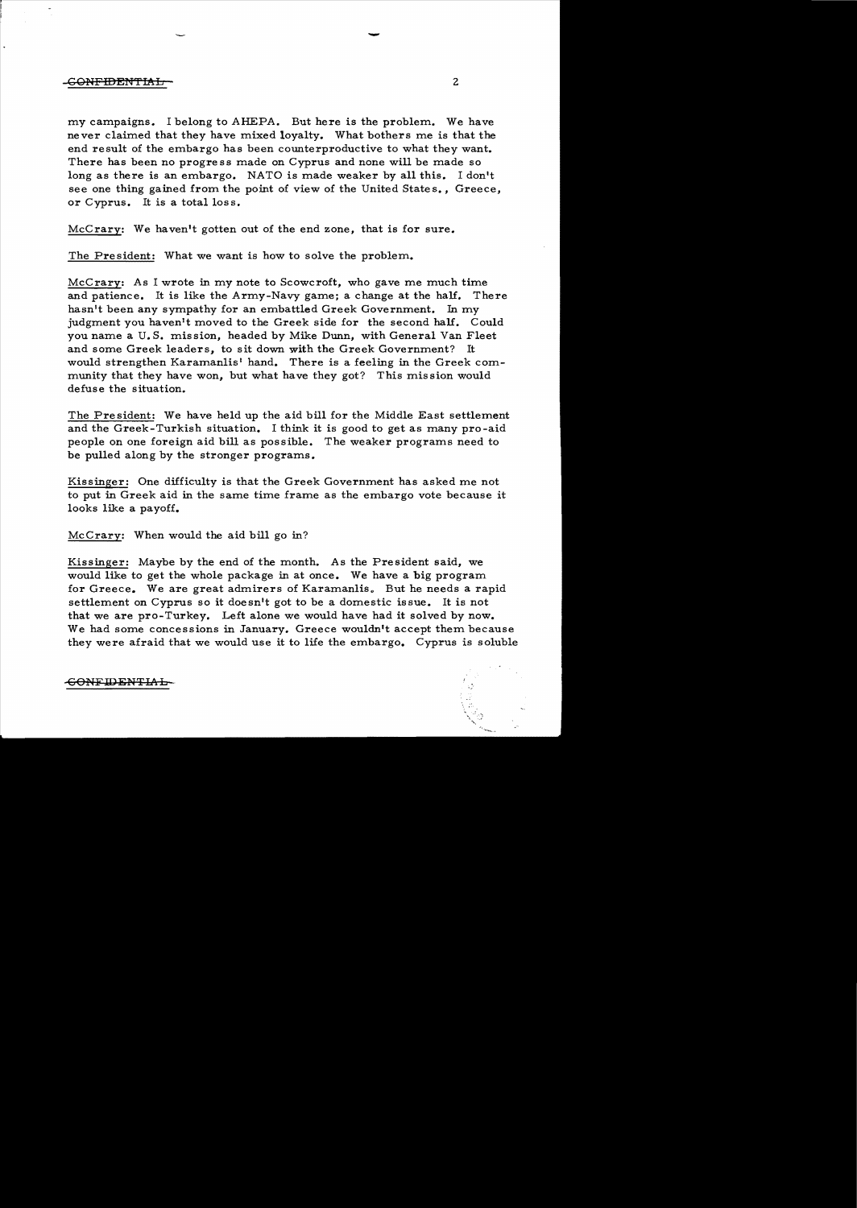my campaigns. I belong to AHEPA. But here is the problem. We have never claimed that they have mixed loyalty. What bothers me is that the end result of the embargo has been counterproductive to what they want. There has been no progress made on Cyprus and none will be made so long as there is an embargo. NATO is made weaker by all this. I don't see one thing gained from the point of view of the United States., Greece, or Cyprus. It is a total loss.

McCrary: We haven't gotten out of the end zone, that is for sure.

The President: What we want is how to solve the problem.

McCrary: As I wrote in my note to Scowcroft, who gave me much time and patience. It is like the Army-Navy game; a change at the half. There hasn't been any sympathy for an embattled Greek Government. In my judgment you haven't moved to the Greek side for the second half. Could you name a U.S. mission, headed by Mike Dunn, with General Van Fleet and some Greek leaders, to sit down with the Greek Government? It would strengthen Karamanlis' hand. There is a feeling in the Greek community that they have won, but what have they got? This mission would defuse the situation.

The President: We have held up the aid bill for the Middle East settlement and the Greek-Turkish situation. I think it is good to get as many pro-aid people on one foreign aid bill as possible. The weaker programs need to be pulled along by the stronger programs.

Kissinger: One difficulty is that the Greek Government has asked me not to put in Greek aid in the same time frame as the embargo vote because it looks like a payoff.

McCrary: When would the aid bill go in?

Kissinger: Maybe by the end of the month. As the President said, we would like to get the whole package in at once. We have a big program for Greece. We are great admirers of Karamanlis. But he needs a rapid settlement on Cyprus so it doesn't got to be a domestic issue. It is not that we are pro-Turkey. Left alone we would have had it solved by now. We had some concessions in January. Greece wouldn't accept them because they were afraid that we would use it to life the embargo. Cyprus is soluble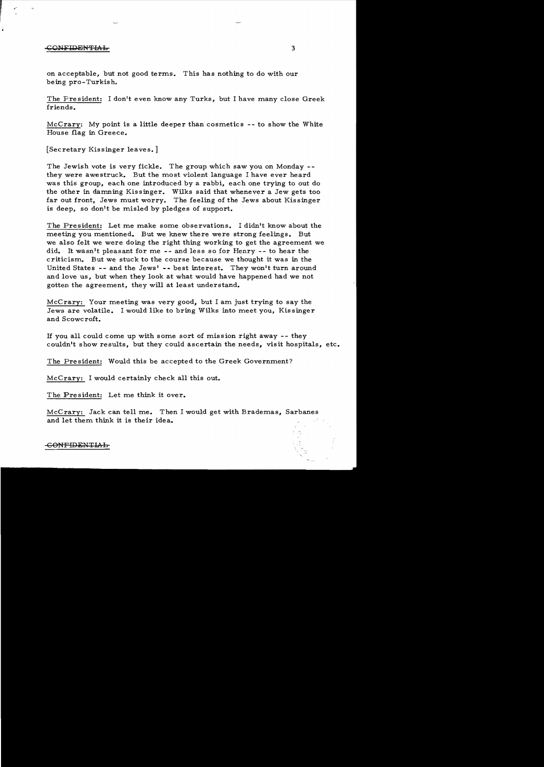on acceptable, but not good terms. This has nothing to do with our being pro-Turkish.

The President: I don't even know any Turks, but I have many close Greek friends.

McCrary: My point is a little deeper than cosmetics -- to show the White House flag in Greece.

[Secretary Kissinger leaves.]

The Jewish vote is very fickle. The group which saw you on Monday -- they were awestruck. But the most violent language I have ever heard was this group, each one introduced by a rabbi, each one trying to out do the other in damning Kissinger. Wilks said that whenever a Jew gets too far out front, Jews must worry. The feeling of the Jews about Kissinger is deep, so don't be misled by pledges of support.

The President: Let me make some observations. I didn't know about the meeting you mentioned. But we knew there were strong feelings. But we also felt we were doing the right thing working to get the agreement we did. It wasn't pleasant for me -- and less so for Henry -- to hear the criticism. But we stuck to the course because we thought it was in the United States -- and the Jews' -- best interest. They won't turn around and love us, but when they look at what would have happened had we not gotten the agreement, they will at least understand.

McCrary: Your meeting was very good, but I am just trying to say the Jews are volatile. I would like to bring Wilks into meet you, Kissinger and Scowcroft.

If you all could come up with some sort of mission right away -- they couldn't show results, but they could ascertain the needs, visit hospitals, etc.

The President: Would this be accepted to the Greek Government?

McCrary: I would certainly check all this out.

The President: Let me think it over.

McCrary: Jack can tell me. Then I would get with Brademas, Sarbanes and let them think it is their idea.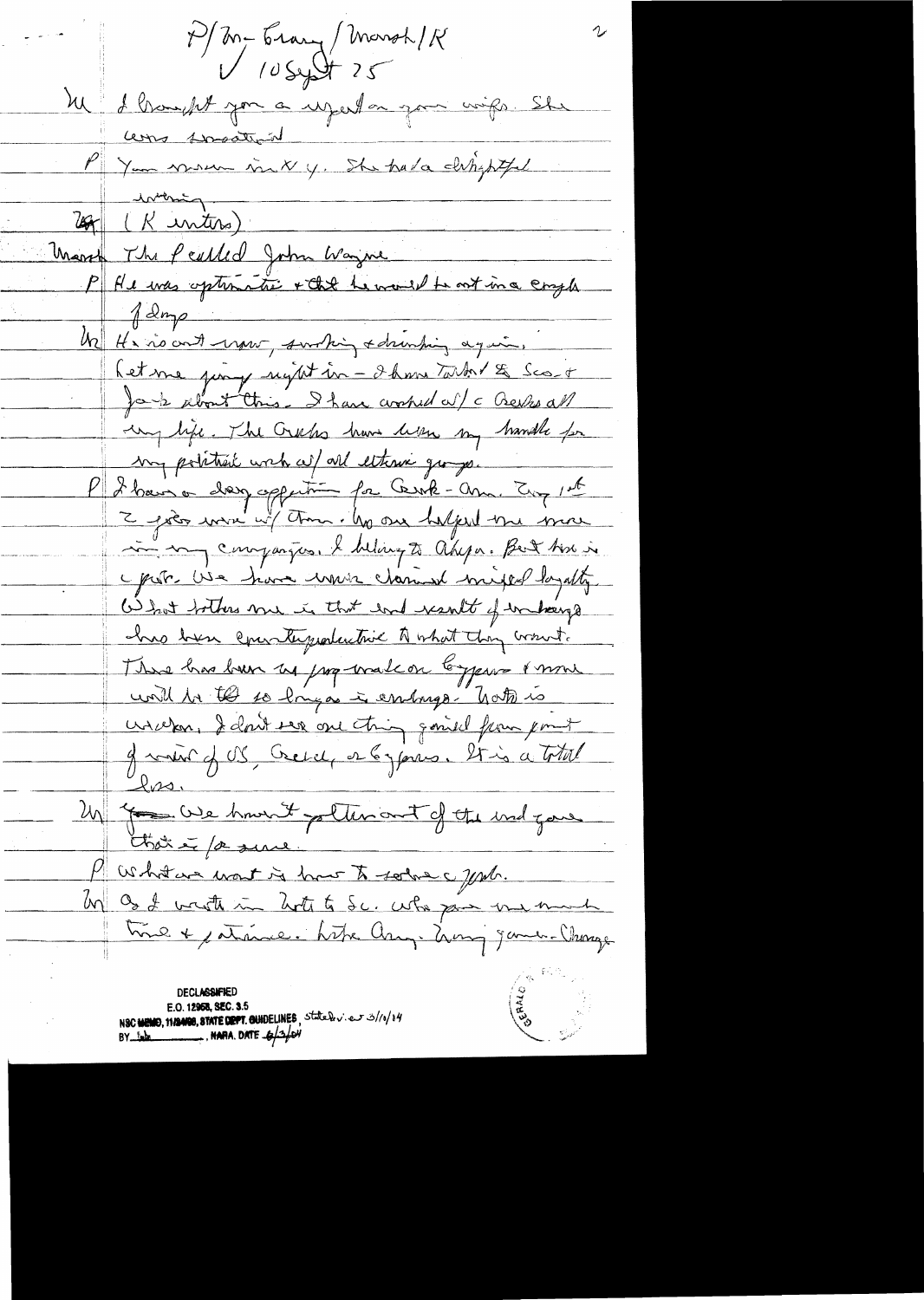P/ Min-Grand / Marsh / K
10 Sept 75

M  I brought you a report on your wife. She was sweating.

P  You mean in N.Y. She had a delightful evening.

(K enters)

Marsh  The P called John Wayne

P  He was optimistic & that he would be out in a couple of days

M  He is out now, smoking & drinking again. Let me jump right in – I have talked to Scoop Jack about this. I have worked w/ c Greeks all my life. The Greeks have been my handle for my political work w/ all ethnic groups.

P  I have a deep affection for Greek-Am. Every 1st 2 years were w/ them. No one helped me more in my campaigns. I belong to Ahepa. But this is c prob. We have never claimed mixed loyalty. What bothers me is that end result of embargo has been counterproductive to what they want. There has been no prog. made on Cyprus & none will be made so long as is embargo. NATO is weaker, I don't see one thing gained from point of view of US, Greece, or Cyprus. It is a total loss.

M  We haven't gotten out of the end game that is for sure.

P  What we want is how to solve c prob.

M  As I wrote in letter to Sc. who gave me much time & patience. Like Army-Navy game – Change

DECLASSIFIED
E.O. 12958, SEC. 3.5
NSC MEMO, 11/24/98, STATE DEPT. GUIDELINES, State Review 3/10/04
BY ___, NARA, DATE 6/3/04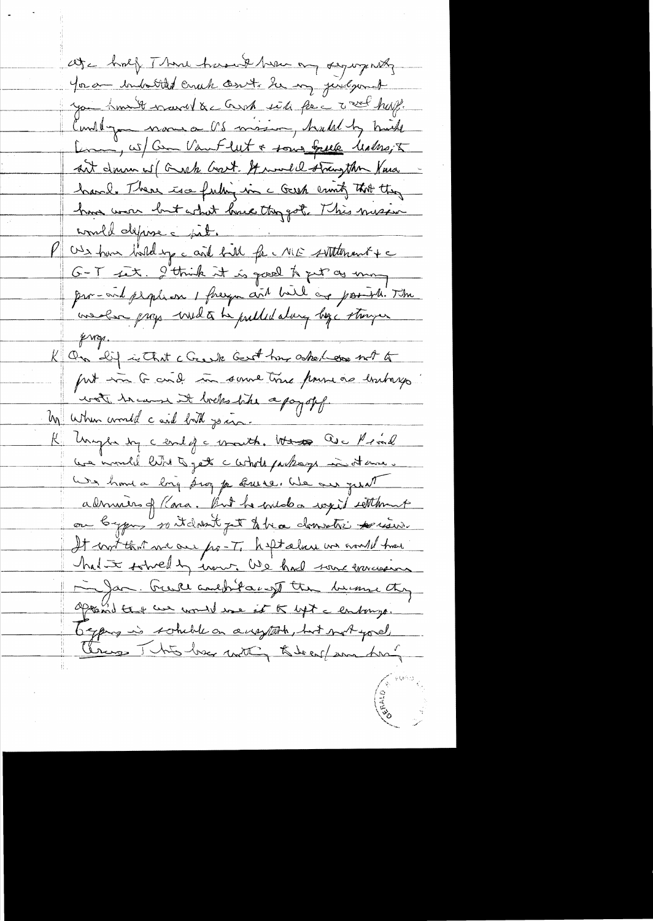of a half. I have haven't been any surprises. You are an embattled Greek Govt. In my judgment you haven't moved on the Greek side of the half. Could you name a US mission, headed by Nick Laise, w/ Gen Van Fleet & some Greek leaders, to sit down w/ Greek Govt. It would strengthen Kara hand. There is a feeling in the Greek community that they have won but what have they got. This mission would defuse the pot.

P We have held up the aid bill for the ME settlement & the G-T set. I think it is good to get as many pro-aid people / foreign aid bill as possible. The weaker progs would be pulled along by the stronger prog.

K One dif is that the Greek Govt has asked us not to put in G aid in some time because as embargo vote because it looks like a payoff.

M When would the aid bill go in.

K Maybe by the end of the month. We ... the P said we would like to get the whole package in at once. We have a big prog for Greece. We are great admirers of Kara. But he needs a rapid settlement on Cyprus so it doesn't get to be a domestic issue. It isn't that we are pro-T. If it were we would have had it solved by now. We had some concessions in Jan. Greece couldn't accept them because they agreed that we would use it to lift the embargo. Cyprus is soluble on any basis, but not yet. Greece T has been waiting to be as far as ...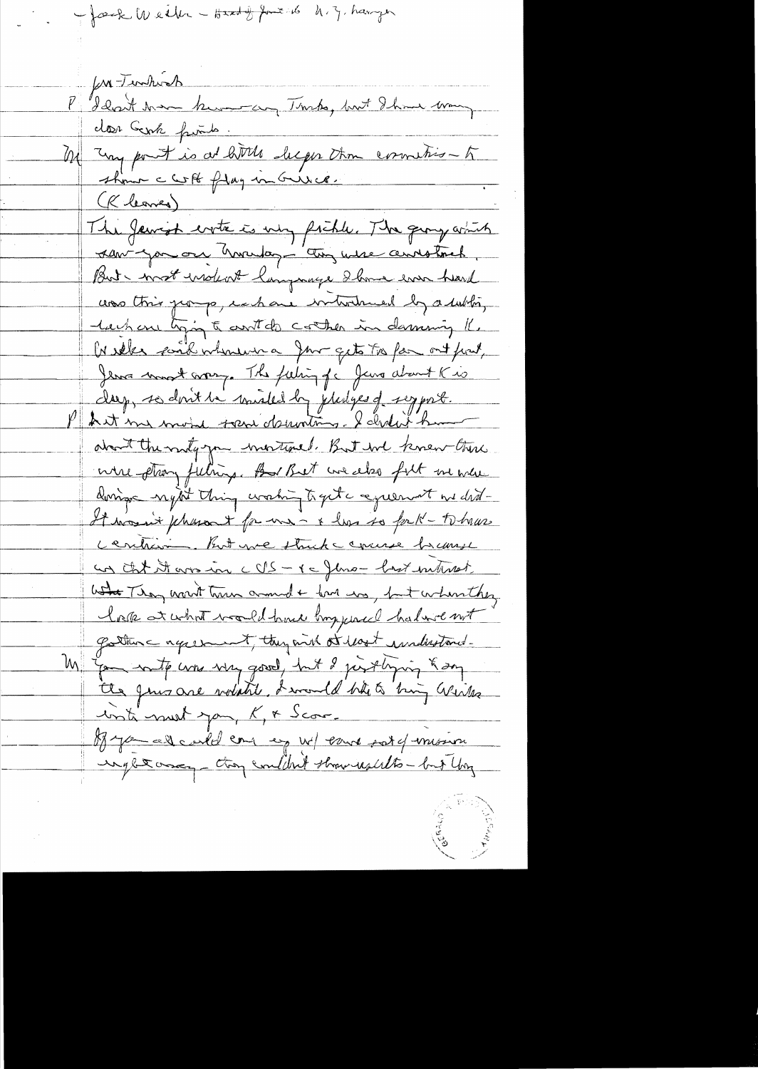– Jack Wexler – Head of Joint Jewish Appeal (?) N.Y. lawyer

for Turkish

P I don't know many Turks, but I have many close Greek friends.

M My point is a little larger than cosmetics – to show a US flag in Greece.

(K leaves)

The Jewish vote is very fickle. The group which saw you on Tuesday – they were cautioned. But most violent language I have ever heard was this group, which was introduced by a rabbi, each one trying to outdo the other in damning K. Wexler said whenever a Jew gets too far out front, Jews must worry. The feeling of the Jews about K is deep, so don't be misled by pledges of support.

P Let me make some observations. I didn't know about the intensity you mentioned. But we knew there were strong feelings. But we also felt we were doing right thing working to get an agreement we did. It wasn't pleasant for me – & less so for K – to have confrontation. But we struck a course because was that it was in the US – & the Jews – best interest. They won't turn around & love us, but when they look at what would have happened had we not gotten an agreement, they will at least understand.

M Your intent was very good, but I just trying to say the Jews are volatile. I would like to bring Wexler in to meet you, K, & Scow.

If you all could come up w/ some sort of mission right away – they couldn't show results – but they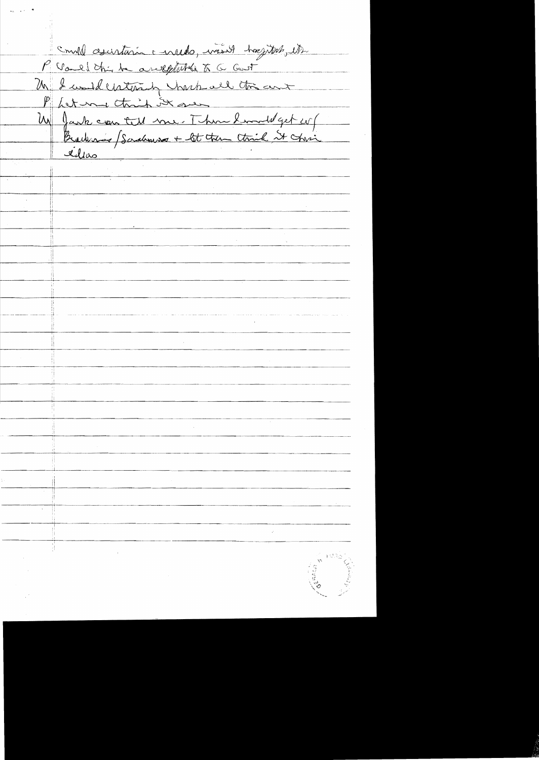could ascertain needs, visit hospitals, etc.

P Would this be acceptable to G Govt

M I would certainly think all this cont

P Let me think it over

M Jack can tell me. Then I would get w/ Brademas/Sarbanes + let them think it their idea